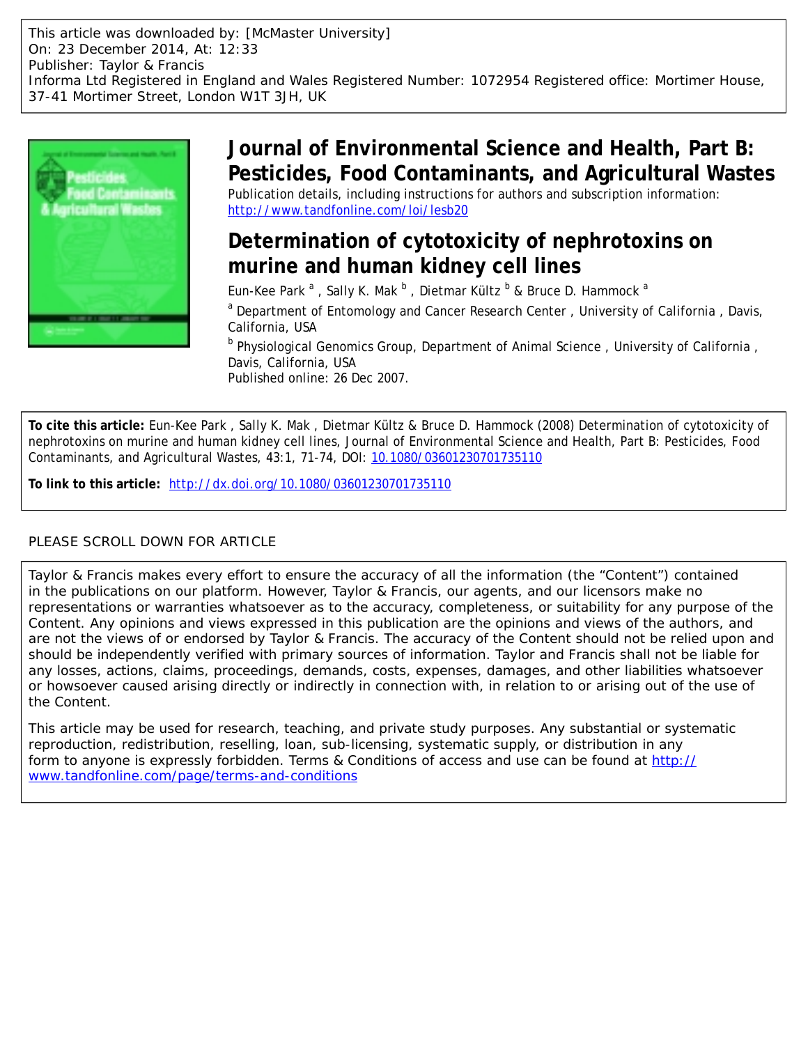This article was downloaded by: [McMaster University]
On: 23 December 2014, At: 12:33
Publisher: Taylor & Francis
Informa Ltd Registered in England and Wales Registered Number: 1072954 Registered office: Mortimer House, 37-41 Mortimer Street, London W1T 3JH, UK

# Journal of Environmental Science and Health, Part B: Pesticides, Food Contaminants, and Agricultural Wastes

Publication details, including instructions for authors and subscription information:
http://www.tandfonline.com/loi/lesb20

## Determination of cytotoxicity of nephrotoxins on murine and human kidney cell lines

Eun-Kee Park [a] , Sally K. Mak [b] , Dietmar Kültz [b] & Bruce D. Hammock [a]

[a] Department of Entomology and Cancer Research Center , University of California , Davis, California, USA

[b] Physiological Genomics Group, Department of Animal Science , University of California , Davis, California, USA

Published online: 26 Dec 2007.

**To cite this article:** Eun-Kee Park , Sally K. Mak , Dietmar Kültz & Bruce D. Hammock (2008) Determination of cytotoxicity of nephrotoxins on murine and human kidney cell lines, Journal of Environmental Science and Health, Part B: Pesticides, Food Contaminants, and Agricultural Wastes, 43:1, 71-74, DOI: 10.1080/03601230701735110

**To link to this article:** http://dx.doi.org/10.1080/03601230701735110

PLEASE SCROLL DOWN FOR ARTICLE

Taylor & Francis makes every effort to ensure the accuracy of all the information (the "Content") contained in the publications on our platform. However, Taylor & Francis, our agents, and our licensors make no representations or warranties whatsoever as to the accuracy, completeness, or suitability for any purpose of the Content. Any opinions and views expressed in this publication are the opinions and views of the authors, and are not the views of or endorsed by Taylor & Francis. The accuracy of the Content should not be relied upon and should be independently verified with primary sources of information. Taylor and Francis shall not be liable for any losses, actions, claims, proceedings, demands, costs, expenses, damages, and other liabilities whatsoever or howsoever caused arising directly or indirectly in connection with, in relation to or arising out of the use of the Content.

This article may be used for research, teaching, and private study purposes. Any substantial or systematic reproduction, redistribution, reselling, loan, sub-licensing, systematic supply, or distribution in any form to anyone is expressly forbidden. Terms & Conditions of access and use can be found at http://www.tandfonline.com/page/terms-and-conditions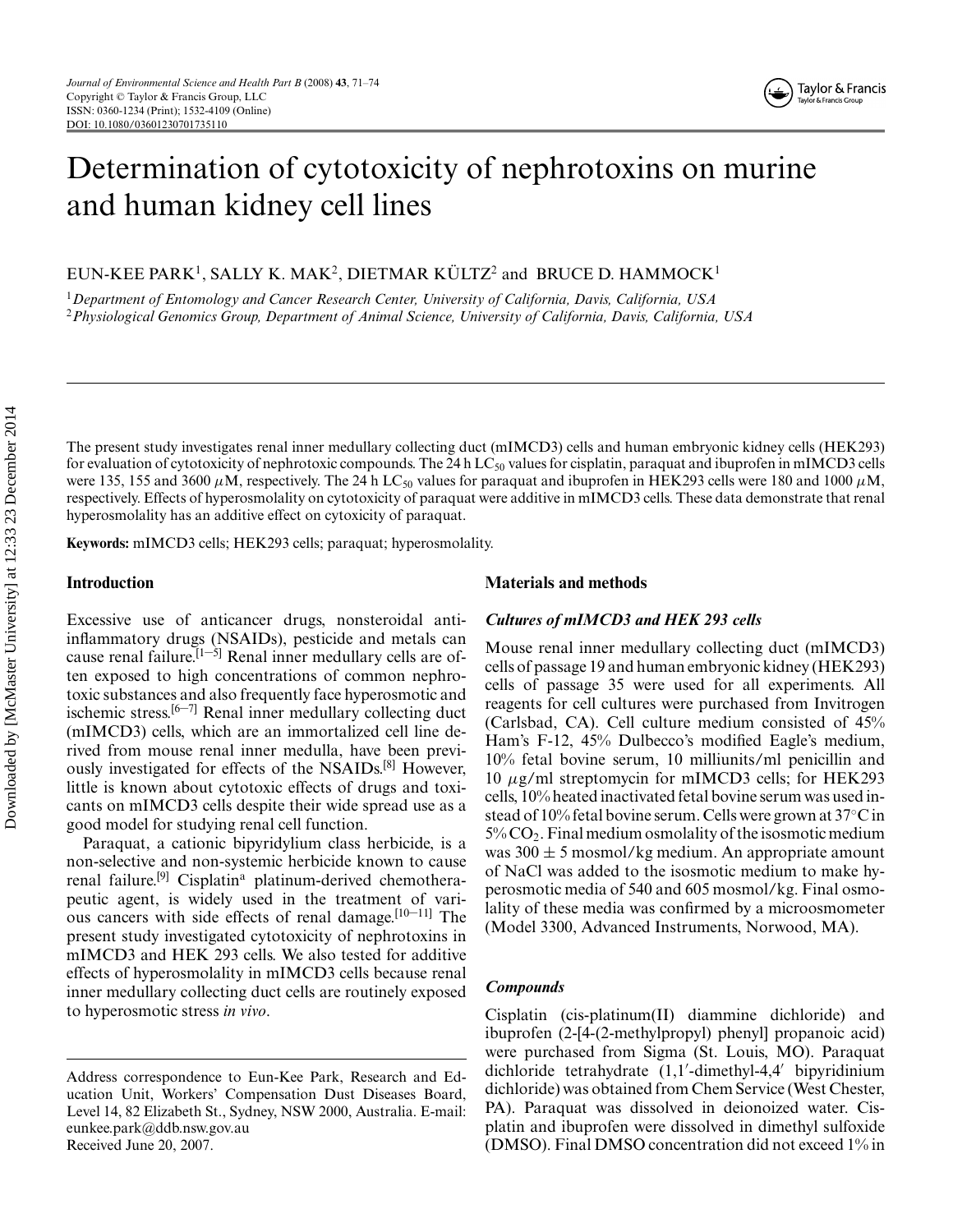# Determination of cytotoxicity of nephrotoxins on murine and human kidney cell lines

EUN-KEE PARK[1], SALLY K. MAK[2], DIETMAR KÜLTZ[2] and BRUCE D. HAMMOCK[1]

[1]*Department of Entomology and Cancer Research Center, University of California, Davis, California, USA*
[2]*Physiological Genomics Group, Department of Animal Science, University of California, Davis, California, USA*

The present study investigates renal inner medullary collecting duct (mIMCD3) cells and human embryonic kidney cells (HEK293) for evaluation of cytotoxicity of nephrotoxic compounds. The 24 h $LC_{50}$ values for cisplatin, paraquat and ibuprofen in mIMCD3 cells were 135, 155 and 3600 $\mu$M, respectively. The 24 h $LC_{50}$ values for paraquat and ibuprofen in HEK293 cells were 180 and 1000 $\mu$M, respectively. Effects of hyperosmolality on cytotoxicity of paraquat were additive in mIMCD3 cells. These data demonstrate that renal hyperosmolality has an additive effect on cyoxicity of paraquat.

**Keywords:** mIMCD3 cells; HEK293 cells; paraquat; hyperosmolality.

## Introduction

Excessive use of anticancer drugs, nonsteroidal anti-inflammatory drugs (NSAIDs), pesticide and metals can cause renal failure.[1–5] Renal inner medullary cells are often exposed to high concentrations of common nephrotoxic substances and also frequently face hyperosmotic and ischemic stress.[6–7] Renal inner medullary collecting duct (mIMCD3) cells, which are an immortalized cell line derived from mouse renal inner medulla, have been previously investigated for effects of the NSAIDs.[8] However, little is known about cytotoxic effects of drugs and toxicants on mIMCD3 cells despite their wide spread use as a good model for studying renal cell function.

Paraquat, a cationic bipyridylium class herbicide, is a non-selective and non-systemic herbicide known to cause renal failure.[9] Cisplatin[a] platinum-derived chemotherapeutic agent, is widely used in the treatment of various cancers with side effects of renal damage.[10–11] The present study investigated cytotoxicity of nephrotoxins in mIMCD3 and HEK 293 cells. We also tested for additive effects of hyperosmolality in mIMCD3 cells because renal inner medullary collecting duct cells are routinely exposed to hyperosmotic stress *in vivo*.

Address correspondence to Eun-Kee Park, Research and Education Unit, Workers' Compensation Dust Diseases Board, Level 14, 82 Elizabeth St., Sydney, NSW 2000, Australia. E-mail: eunkee.park@ddb.nsw.gov.au
Received June 20, 2007.

## Materials and methods

### *Cultures of mIMCD3 and HEK 293 cells*

Mouse renal inner medullary collecting duct (mIMCD3) cells of passage 19 and human embryonic kidney (HEK293) cells of passage 35 were used for all experiments. All reagents for cell cultures were purchased from Invitrogen (Carlsbad, CA). Cell culture medium consisted of 45% Ham's F-12, 45% Dulbecco's modified Eagle's medium, 10% fetal bovine serum, 10 milliunits/ml penicillin and 10 $\mu$g/ml streptomycin for mIMCD3 cells; for HEK293 cells, 10% heated inactivated fetal bovine serum was used instead of 10% fetal bovine serum. Cells were grown at 37°C in 5% $CO_2$. Final medium osmolality of the isosmotic medium was $300 \pm 5$ mosmol/kg medium. An appropriate amount of NaCl was added to the isosmotic medium to make hyperosmotic media of 540 and 605 mosmol/kg. Final osmolality of these media was confirmed by a microosmometer (Model 3300, Advanced Instruments, Norwood, MA).

### *Compounds*

Cisplatin (cis-platinum(II) diammine dichloride) and ibuprofen (2-[4-(2-methylpropyl) phenyl] propanoic acid) were purchased from Sigma (St. Louis, MO). Paraquat dichloride tetrahydrate (1,1′-dimethyl-4,4′ bipyridinium dichloride) was obtained from Chem Service (West Chester, PA). Paraquat was dissolved in deionoized water. Cisplatin and ibuprofen were dissolved in dimethyl sulfoxide (DMSO). Final DMSO concentration did not exceed 1% in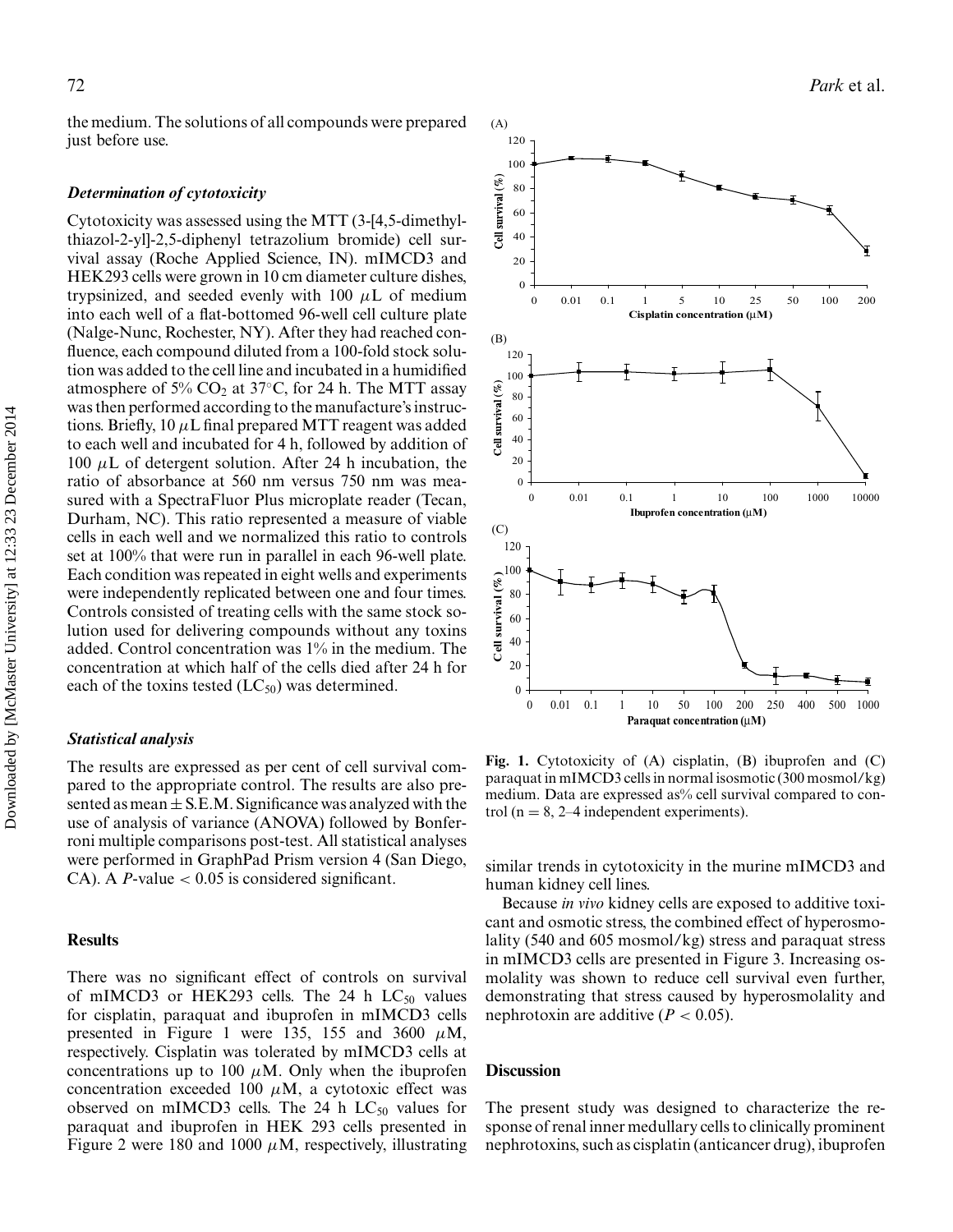the medium. The solutions of all compounds were prepared just before use.

### *Determination of cytotoxicity*

Cytotoxicity was assessed using the MTT (3-[4,5-dimethylthiazol-2-yl]-2,5-diphenyl tetrazolium bromide) cell survival assay (Roche Applied Science, IN). mIMCD3 and HEK293 cells were grown in 10 cm diameter culture dishes, trypsinized, and seeded evenly with 100 $\mu$L of medium into each well of a flat-bottomed 96-well cell culture plate (Nalge-Nunc, Rochester, NY). After they had reached confluence, each compound diluted from a 100-fold stock solution was added to the cell line and incubated in a humidified atmosphere of 5% $CO_2$ at 37°C, for 24 h. The MTT assay was then performed according to the manufacture's instructions. Briefly, 10 $\mu$L final prepared MTT reagent was added to each well and incubated for 4 h, followed by addition of 100 $\mu$L of detergent solution. After 24 h incubation, the ratio of absorbance at 560 nm versus 750 nm was measured with a SpectraFluor Plus microplate reader (Tecan, Durham, NC). This ratio represented a measure of viable cells in each well and we normalized this ratio to controls set at 100% that were run in parallel in each 96-well plate. Each condition was repeated in eight wells and experiments were independently replicated between one and four times. Controls consisted of treating cells with the same stock solution used for delivering compounds without any toxins added. Control concentration was 1% in the medium. The concentration at which half of the cells died after 24 h for each of the toxins tested ($LC_{50}$) was determined.

### *Statistical analysis*

The results are expressed as per cent of cell survival compared to the appropriate control. The results are also presented as mean ± S.E.M. Significance was analyzed with the use of analysis of variance (ANOVA) followed by Bonferroni multiple comparisons post-test. All statistical analyses were performed in GraphPad Prism version 4 (San Diego, CA). A $P$-value < 0.05 is considered significant.

## Results

There was no significant effect of controls on survival of mIMCD3 or HEK293 cells. The 24 h $LC_{50}$ values for cisplatin, paraquat and ibuprofen in mIMCD3 cells presented in Figure 1 were 135, 155 and 3600 $\mu$M, respectively. Cisplatin was tolerated by mIMCD3 cells at concentrations up to 100 $\mu$M. Only when the ibuprofen concentration exceeded 100 $\mu$M, a cytotoxic effect was observed on mIMCD3 cells. The 24 h $LC_{50}$ values for paraquat and ibuprofen in HEK 293 cells presented in Figure 2 were 180 and 1000 $\mu$M, respectively, illustrating similar trends in cytotoxicity in the murine mIMCD3 and human kidney cell lines.

Because *in vivo* kidney cells are exposed to additive toxicant and osmotic stress, the combined effect of hyperosmolality (540 and 605 mosmol/kg) stress and paraquat stress in mIMCD3 cells are presented in Figure 3. Increasing osmolality was shown to reduce cell survival even further, demonstrating that stress caused by hyperosmolality and nephrotoxin are additive ($P$ < 0.05).

**Fig. 1.** Cytotoxicity of (A) cisplatin, (B) ibuprofen and (C) paraquat in mIMCD3 cells in normal isosmotic (300 mosmol/kg) medium. Data are expressed as% cell survival compared to control (n = 8, 2–4 independent experiments).

## Discussion

The present study was designed to characterize the response of renal inner medullary cells to clinically prominent nephrotoxins, such as cisplatin (anticancer drug), ibuprofen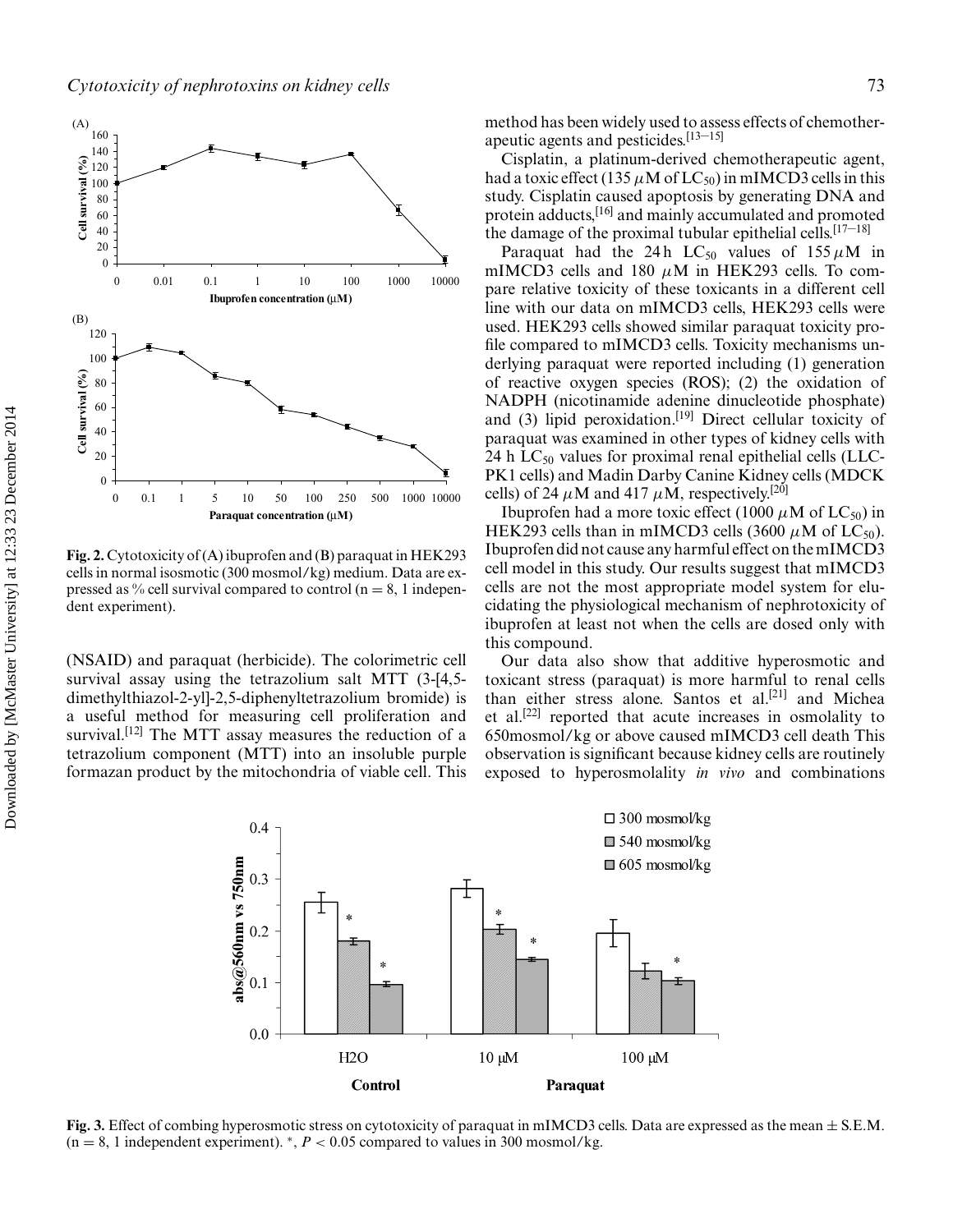**Fig. 2.** Cytotoxicity of (A) ibuprofen and (B) paraquat in HEK293 cells in normal isosmotic (300 mosmol/kg) medium. Data are expressed as % cell survival compared to control (n = 8, 1 independent experiment).

(NSAID) and paraquat (herbicide). The colorimetric cell survival assay using the tetrazolium salt MTT (3-[4,5-dimethylthiazol-2-yl]-2,5-diphenyltetrazolium bromide) is a useful method for measuring cell proliferation and survival.[12] The MTT assay measures the reduction of a tetrazolium component (MTT) into an insoluble purple formazan product by the mitochondria of viable cell. This method has been widely used to assess effects of chemotherapeutic agents and pesticides.[13–15]

Cisplatin, a platinum-derived chemotherapeutic agent, had a toxic effect (135 $\mu$M of $LC_{50}$) in mIMCD3 cells in this study. Cisplatin caused apoptosis by generating DNA and protein adducts,[16] and mainly accumulated and promoted the damage of the proximal tubular epithelial cells.[17–18]

Paraquat had the 24 h $LC_{50}$ values of 155 $\mu$M in mIMCD3 cells and 180 $\mu$M in HEK293 cells. To compare relative toxicity of these toxicants in a different cell line with our data on mIMCD3 cells, HEK293 cells were used. HEK293 cells showed similar paraquat toxicity profile compared to mIMCD3 cells. Toxicity mechanisms underlying paraquat were reported including (1) generation of reactive oxygen species (ROS); (2) the oxidation of NADPH (nicotinamide adenine dinucleotide phosphate) and (3) lipid peroxidation.[19] Direct cellular toxicity of paraquat was examined in other types of kidney cells with 24 h $LC_{50}$ values for proximal renal epithelial cells (LLC-PK1 cells) and Madin Darby Canine Kidney cells (MDCK cells) of 24 $\mu$M and 417 $\mu$M, respectively.[20]

Ibuprofen had a more toxic effect (1000 $\mu$M of $LC_{50}$) in HEK293 cells than in mIMCD3 cells (3600 $\mu$M of $LC_{50}$). Ibuprofen did not cause any harmful effect on the mIMCD3 cell model in this study. Our results suggest that mIMCD3 cells are not the most appropriate model system for elucidating the physiological mechanism of nephrotoxicity of ibuprofen at least not when the cells are dosed only with this compound.

Our data also show that additive hyperosmotic and toxicant stress (paraquat) is more harmful to renal cells than either stress alone. Santos et al.[21] and Michea et al.[22] reported that acute increases in osmolality to 650mosmol/kg or above caused mIMCD3 cell death This observation is significant because kidney cells are routinely exposed to hyperosmolality *in vivo* and combinations

**Fig. 3.** Effect of combing hyperosmotic stress on cytotoxicity of paraquat in mIMCD3 cells. Data are expressed as the mean ± S.E.M. (n = 8, 1 independent experiment). *, $P < 0.05$ compared to values in 300 mosmol/kg.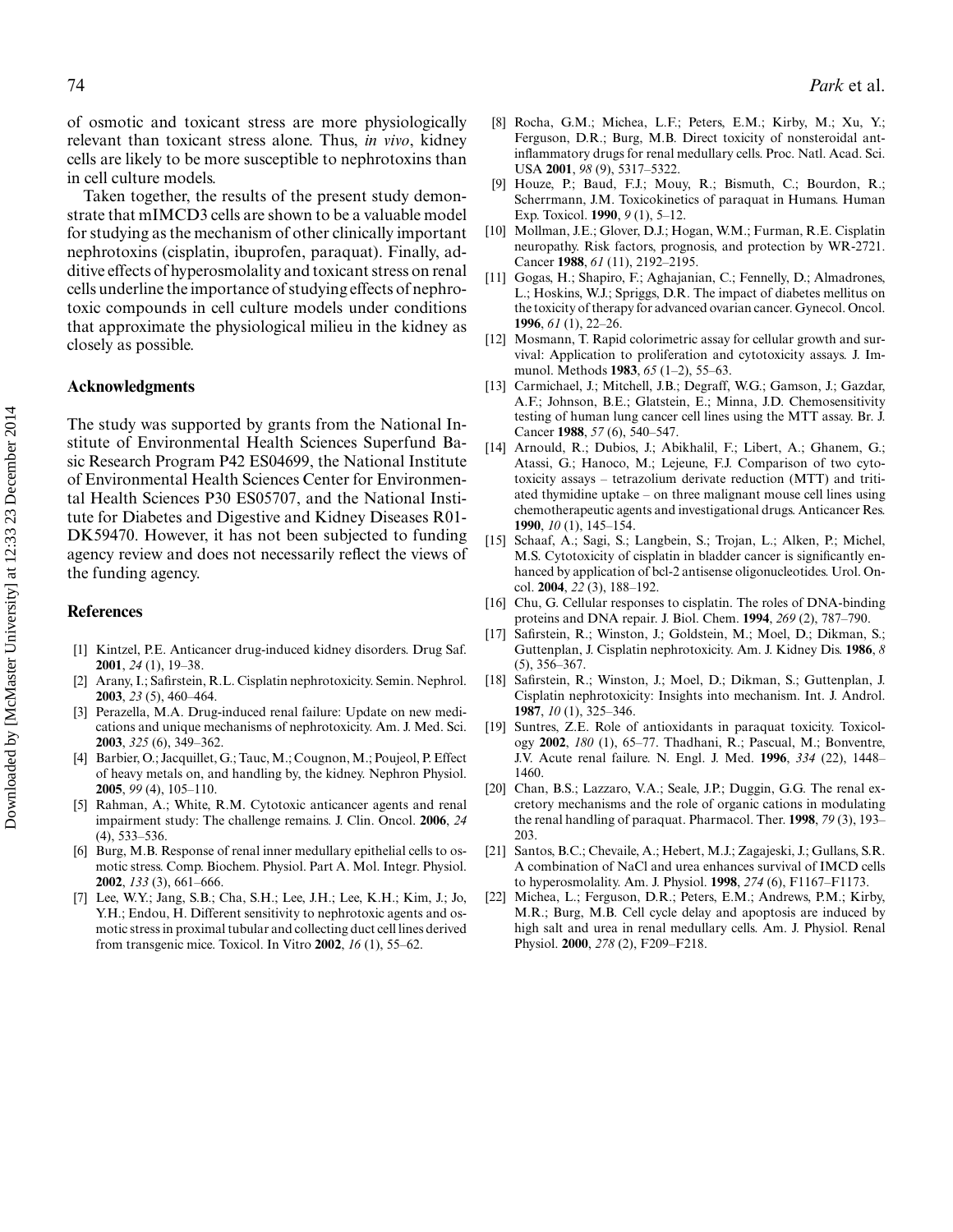of osmotic and toxicant stress are more physiologically relevant than toxicant stress alone. Thus, *in vivo*, kidney cells are likely to be more susceptible to nephrotoxins than in cell culture models.

Taken together, the results of the present study demonstrate that mIMCD3 cells are shown to be a valuable model for studying as the mechanism of other clinically important nephrotoxins (cisplatin, ibuprofen, paraquat). Finally, additive effects of hyperosmolality and toxicant stress on renal cells underline the importance of studying effects of nephrotoxic compounds in cell culture models under conditions that approximate the physiological milieu in the kidney as closely as possible.

## Acknowledgments

The study was supported by grants from the National Institute of Environmental Health Sciences Superfund Basic Research Program P42 ES04699, the National Institute of Environmental Health Sciences Center for Environmental Health Sciences P30 ES05707, and the National Institute for Diabetes and Digestive and Kidney Diseases R01-DK59470. However, it has not been subjected to funding agency review and does not necessarily reflect the views of the funding agency.

## References

[1] Kintzel, P.E. Anticancer drug-induced kidney disorders. Drug Saf. **2001**, *24* (1), 19–38.

[2] Arany, I.; Safirstein, R.L. Cisplatin nephrotoxicity. Semin. Nephrol. **2003**, *23* (5), 460–464.

[3] Perazella, M.A. Drug-induced renal failure: Update on new medications and unique mechanisms of nephrotoxicity. Am. J. Med. Sci. **2003**, *325* (6), 349–362.

[4] Barbier, O.; Jacquillet, G.; Tauc, M.; Cougnon, M.; Poujeol, P. Effect of heavy metals on, and handling by, the kidney. Nephron Physiol. **2005**, *99* (4), 105–110.

[5] Rahman, A.; White, R.M. Cytotoxic anticancer agents and renal impairment study: The challenge remains. J. Clin. Oncol. **2006**, *24* (4), 533–536.

[6] Burg, M.B. Response of renal inner medullary epithelial cells to osmotic stress. Comp. Biochem. Physiol. Part A. Mol. Integr. Physiol. **2002**, *133* (3), 661–666.

[7] Lee, W.Y.; Jang, S.B.; Cha, S.H.; Lee, J.H.; Lee, K.H.; Kim, J.; Jo, Y.H.; Endou, H. Different sensitivity to nephrotoxic agents and osmotic stress in proximal tubular and collecting duct cell lines derived from transgenic mice. Toxicol. In Vitro **2002**, *16* (1), 55–62.

[8] Rocha, G.M.; Michea, L.F.; Peters, E.M.; Kirby, M.; Xu, Y.; Ferguson, D.R.; Burg, M.B. Direct toxicity of nonsteroidal antinflammatory drugs for renal medullary cells. Proc. Natl. Acad. Sci. USA **2001**, *98* (9), 5317–5322.

[9] Houze, P.; Baud, F.J.; Mouy, R.; Bismuth, C.; Bourdon, R.; Scherrmann, J.M. Toxicokinetics of paraquat in Humans. Human Exp. Toxicol. **1990**, *9* (1), 5–12.

[10] Mollman, J.E.; Glover, D.J.; Hogan, W.M.; Furman, R.E. Cisplatin neuropathy. Risk factors, prognosis, and protection by WR-2721. Cancer **1988**, *61* (11), 2192–2195.

[11] Gogas, H.; Shapiro, F.; Aghajanian, C.; Fennelly, D.; Almadrones, L.; Hoskins, W.J.; Spriggs, D.R. The impact of diabetes mellitus on the toxicity of therapy for advanced ovarian cancer. Gynecol. Oncol. **1996**, *61* (1), 22–26.

[12] Mosmann, T. Rapid colorimetric assay for cellular growth and survival: Application to proliferation and cytotoxicity assays. J. Immunol. Methods **1983**, *65* (1–2), 55–63.

[13] Carmichael, J.; Mitchell, J.B.; Degraff, W.G.; Gamson, J.; Gazdar, A.F.; Johnson, B.E.; Glatstein, E.; Minna, J.D. Chemosensitivity testing of human lung cancer cell lines using the MTT assay. Br. J. Cancer **1988**, *57* (6), 540–547.

[14] Arnould, R.; Dubios, J.; Abikhalil, F.; Libert, A.; Ghanem, G.; Atassi, G.; Hanoco, M.; Lejeune, F.J. Comparison of two cytotoxicity assays – tetrazolium derivate reduction (MTT) and tritiated thymidine uptake – on three malignant mouse cell lines using chemotherapeutic agents and investigational drugs. Anticancer Res. **1990**, *10* (1), 145–154.

[15] Schaaf, A.; Sagi, S.; Langbein, S.; Trojan, L.; Alken, P.; Michel, M.S. Cytotoxicity of cisplatin in bladder cancer is significantly enhanced by application of bcl-2 antisense oligonucleotides. Urol. Oncol. **2004**, *22* (3), 188–192.

[16] Chu, G. Cellular responses to cisplatin. The roles of DNA-binding proteins and DNA repair. J. Biol. Chem. **1994**, *269* (2), 787–790.

[17] Safirstein, R.; Winston, J.; Goldstein, M.; Moel, D.; Dikman, S.; Guttenplan, J. Cisplatin nephrotoxicity. Am. J. Kidney Dis. **1986**, *8* (5), 356–367.

[18] Safirstein, R.; Winston, J.; Moel, D.; Dikman, S.; Guttenplan, J. Cisplatin nephrotoxicity: Insights into mechanism. Int. J. Androl. **1987**, *10* (1), 325–346.

[19] Suntres, Z.E. Role of antioxidants in paraquat toxicity. Toxicology **2002**, *180* (1), 65–77. Thadhani, R.; Pascual, M.; Bonventre, J.V. Acute renal failure. N. Engl. J. Med. **1996**, *334* (22), 1448–1460.

[20] Chan, B.S.; Lazzaro, V.A.; Seale, J.P.; Duggin, G.G. The renal excretory mechanisms and the role of organic cations in modulating the renal handling of paraquat. Pharmacol. Ther. **1998**, *79* (3), 193–203.

[21] Santos, B.C.; Chevaile, A.; Hebert, M.J.; Zagajeski, J.; Gullans, S.R. A combination of NaCl and urea enhances survival of IMCD cells to hyperosmolality. Am. J. Physiol. **1998**, *274* (6), F1167–F1173.

[22] Michea, L.; Ferguson, D.R.; Peters, E.M.; Andrews, P.M.; Kirby, M.R.; Burg, M.B. Cell cycle delay and apoptosis are induced by high salt and urea in renal medullary cells. Am. J. Physiol. Renal Physiol. **2000**, *278* (2), F209–F218.